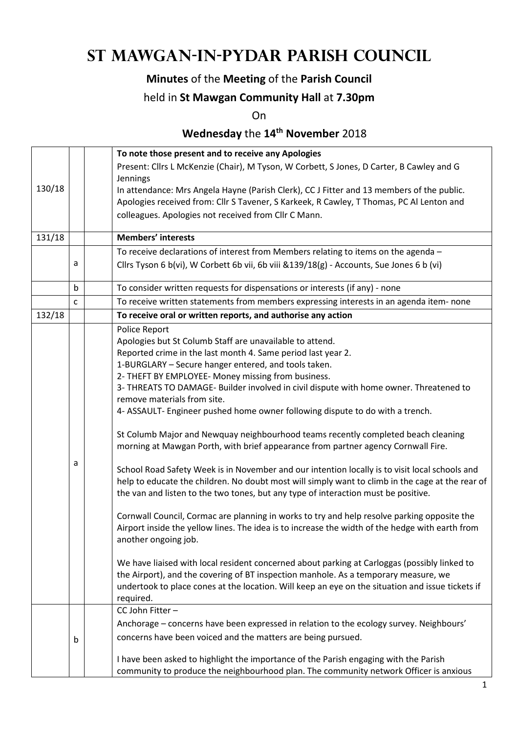# ST MAWGAN-IN-PYDAR PARISH COUNCIL

**Minutes** of the **Meeting** of the **Parish Council**

held in **St Mawgan Community Hall** at **7.30pm**

On

**Wednesday** the **14th November** 2018

| | | | |
|---|---|---|---|
| 130/18 | | | **To note those present and to receive any Apologies**<br>Present: Cllrs L McKenzie (Chair), M Tyson, W Corbett, S Jones, D Carter, B Cawley and G Jennings<br>In attendance: Mrs Angela Hayne (Parish Clerk), CC J Fitter and 13 members of the public.<br>Apologies received from: Cllr S Tavener, S Karkeek, R Cawley, T Thomas, PC Al Lenton and colleagues. Apologies not received from Cllr C Mann. |
| 131/18 | | | **Members' interests** |
| | a | | To receive declarations of interest from Members relating to items on the agenda –<br>Cllrs Tyson 6 b(vi), W Corbett 6b vii, 6b viii &139/18(g) - Accounts, Sue Jones 6 b (vi) |
| | b | | To consider written requests for dispensations or interests (if any) - none |
| | c | | To receive written statements from members expressing interests in an agenda item- none |
| 132/18 | | | **To receive oral or written reports, and authorise any action** |
| | a | | Police Report<br>Apologies but St Columb Staff are unavailable to attend.<br>Reported crime in the last month 4. Same period last year 2.<br>1-BURGLARY – Secure hanger entered, and tools taken.<br>2- THEFT BY EMPLOYEE- Money missing from business.<br>3- THREATS TO DAMAGE- Builder involved in civil dispute with home owner. Threatened to remove materials from site.<br>4- ASSAULT- Engineer pushed home owner following dispute to do with a trench.<br><br>St Columb Major and Newquay neighbourhood teams recently completed beach cleaning morning at Mawgan Porth, with brief appearance from partner agency Cornwall Fire.<br><br>School Road Safety Week is in November and our intention locally is to visit local schools and help to educate the children. No doubt most will simply want to climb in the cage at the rear of the van and listen to the two tones, but any type of interaction must be positive.<br><br>Cornwall Council, Cormac are planning in works to try and help resolve parking opposite the Airport inside the yellow lines. The idea is to increase the width of the hedge with earth from another ongoing job.<br><br>We have liaised with local resident concerned about parking at Carloggas (possibly linked to the Airport), and the covering of BT inspection manhole. As a temporary measure, we undertook to place cones at the location. Will keep an eye on the situation and issue tickets if required. |
| | b | | CC John Fitter –<br>Anchorage – concerns have been expressed in relation to the ecology survey. Neighbours' concerns have been voiced and the matters are being pursued.<br><br>I have been asked to highlight the importance of the Parish engaging with the Parish community to produce the neighbourhood plan. The community network Officer is anxious |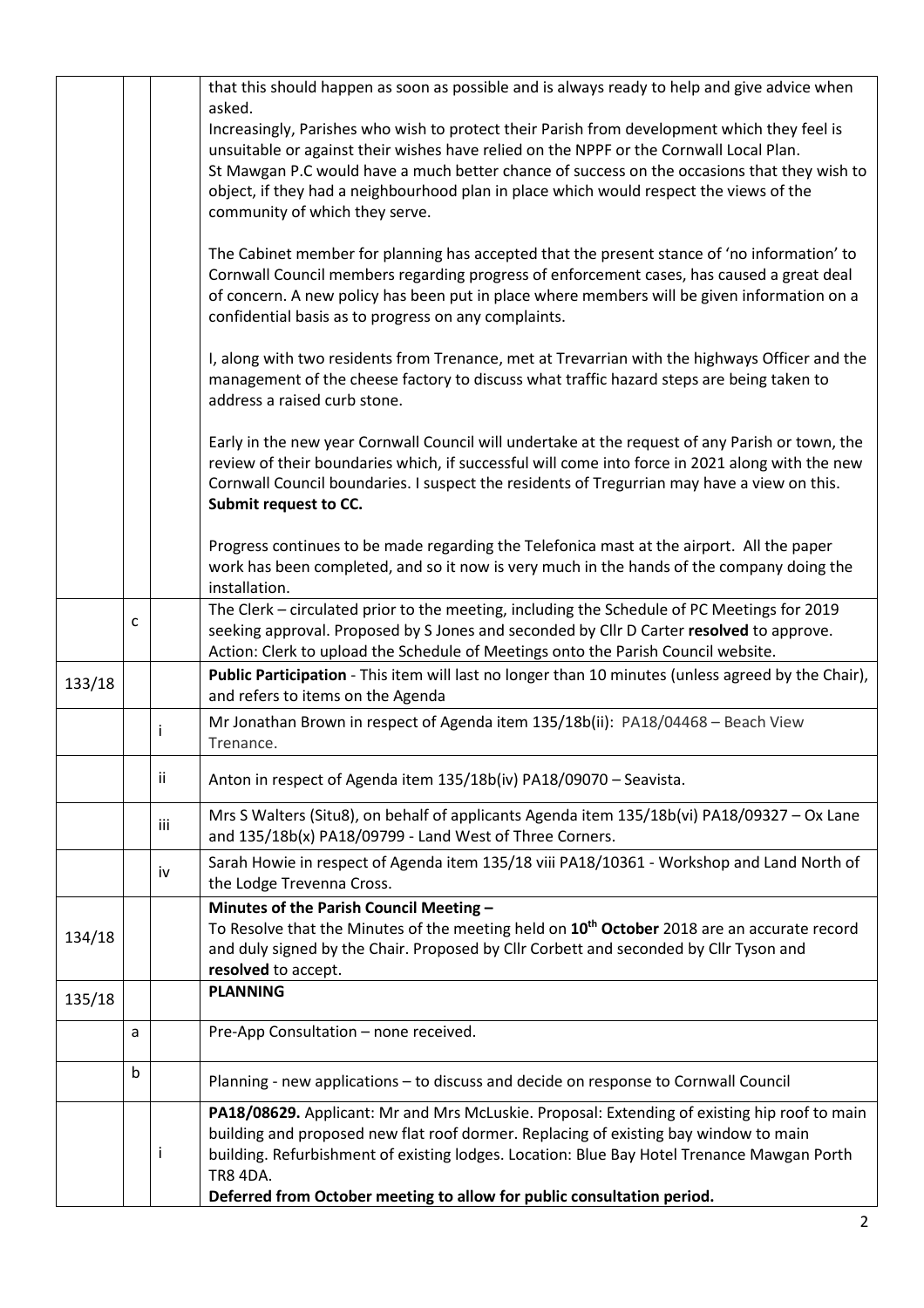| | | | |
|---|---|---|---|
| | | | that this should happen as soon as possible and is always ready to help and give advice when asked.<br>Increasingly, Parishes who wish to protect their Parish from development which they feel is unsuitable or against their wishes have relied on the NPPF or the Cornwall Local Plan.<br>St Mawgan P.C would have a much better chance of success on the occasions that they wish to object, if they had a neighbourhood plan in place which would respect the views of the community of which they serve.<br><br>The Cabinet member for planning has accepted that the present stance of 'no information' to Cornwall Council members regarding progress of enforcement cases, has caused a great deal of concern. A new policy has been put in place where members will be given information on a confidential basis as to progress on any complaints.<br><br>I, along with two residents from Trenance, met at Trevarrian with the highways Officer and the management of the cheese factory to discuss what traffic hazard steps are being taken to address a raised curb stone.<br><br>Early in the new year Cornwall Council will undertake at the request of any Parish or town, the review of their boundaries which, if successful will come into force in 2021 along with the new Cornwall Council boundaries. I suspect the residents of Tregurrian may have a view on this.<br>**Submit request to CC.**<br><br>Progress continues to be made regarding the Telefonica mast at the airport. All the paper work has been completed, and so it now is very much in the hands of the company doing the installation. |
| | c | | The Clerk – circulated prior to the meeting, including the Schedule of PC Meetings for 2019 seeking approval. Proposed by S Jones and seconded by Cllr D Carter **resolved** to approve.<br>Action: Clerk to upload the Schedule of Meetings onto the Parish Council website. |
| 133/18 | | | **Public Participation** - This item will last no longer than 10 minutes (unless agreed by the Chair), and refers to items on the Agenda |
| | | i | Mr Jonathan Brown in respect of Agenda item 135/18b(ii): PA18/04468 – Beach View Trenance. |
| | | ii | Anton in respect of Agenda item 135/18b(iv) PA18/09070 – Seavista. |
| | | iii | Mrs S Walters (Situ8), on behalf of applicants Agenda item 135/18b(vi) PA18/09327 – Ox Lane and 135/18b(x) PA18/09799 - Land West of Three Corners. |
| | | iv | Sarah Howie in respect of Agenda item 135/18 viii PA18/10361 - Workshop and Land North of the Lodge Trevenna Cross. |
| 134/18 | | | **Minutes of the Parish Council Meeting –**<br>To Resolve that the Minutes of the meeting held on **10th October** 2018 are an accurate record and duly signed by the Chair. Proposed by Cllr Corbett and seconded by Cllr Tyson and **resolved** to accept. |
| 135/18 | | | **PLANNING** |
| | a | | Pre-App Consultation – none received. |
| | b | | Planning - new applications – to discuss and decide on response to Cornwall Council |
| | | i | **PA18/08629.** Applicant: Mr and Mrs McLuskie. Proposal: Extending of existing hip roof to main building and proposed new flat roof dormer. Replacing of existing bay window to main building. Refurbishment of existing lodges. Location: Blue Bay Hotel Trenance Mawgan Porth TR8 4DA.<br>**Deferred from October meeting to allow for public consultation period.** |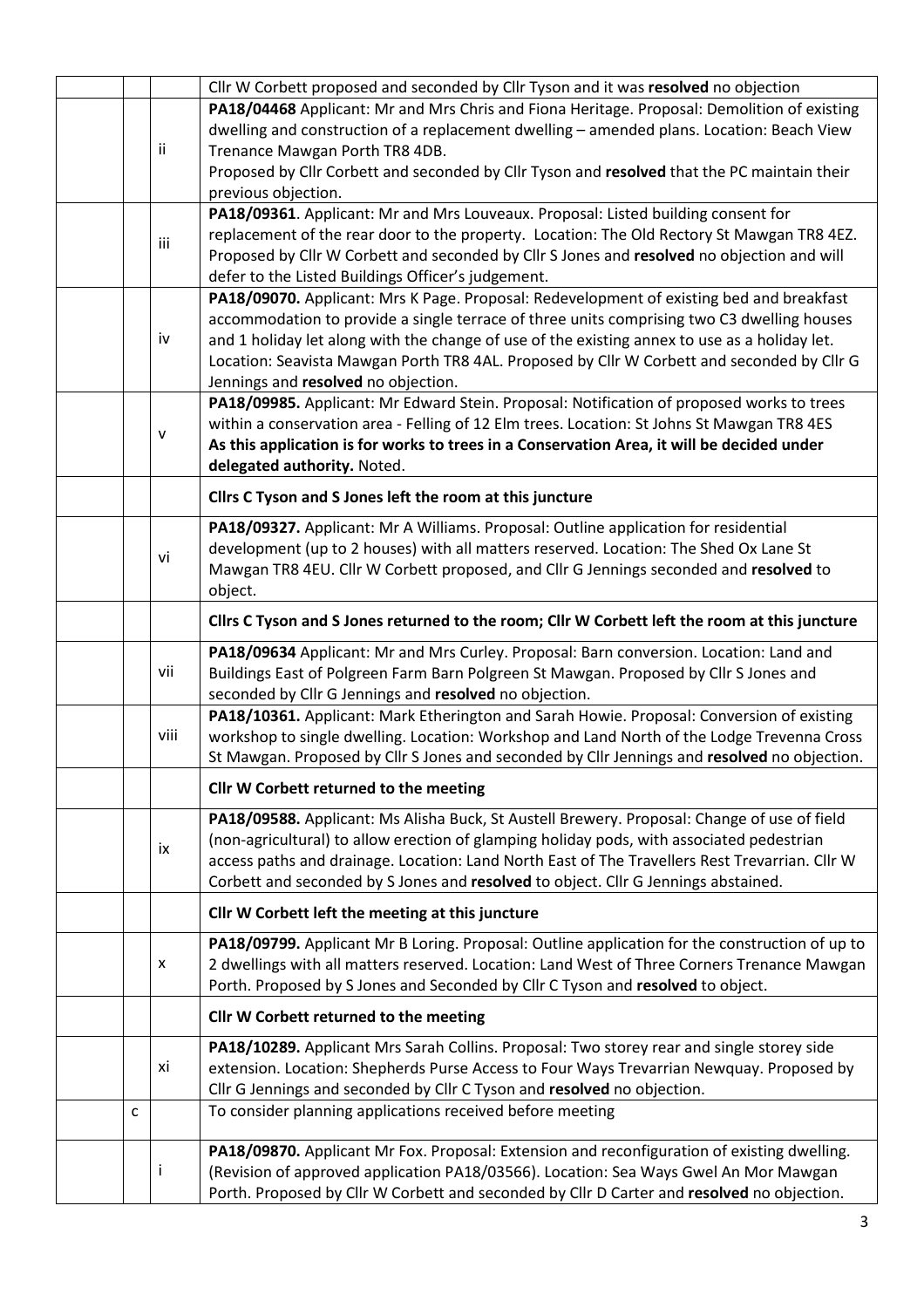| | | | |
|---|---|---|---|
| | | | Cllr W Corbett proposed and seconded by Cllr Tyson and it was **resolved** no objection |
| | | ii | **PA18/04468** Applicant: Mr and Mrs Chris and Fiona Heritage. Proposal: Demolition of existing dwelling and construction of a replacement dwelling – amended plans. Location: Beach View Trenance Mawgan Porth TR8 4DB. Proposed by Cllr Corbett and seconded by Cllr Tyson and **resolved** that the PC maintain their previous objection. |
| | | iii | **PA18/09361**. Applicant: Mr and Mrs Louveaux. Proposal: Listed building consent for replacement of the rear door to the property. Location: The Old Rectory St Mawgan TR8 4EZ. Proposed by Cllr W Corbett and seconded by Cllr S Jones and **resolved** no objection and will defer to the Listed Buildings Officer's judgement. |
| | | iv | **PA18/09070.** Applicant: Mrs K Page. Proposal: Redevelopment of existing bed and breakfast accommodation to provide a single terrace of three units comprising two C3 dwelling houses and 1 holiday let along with the change of use of the existing annex to use as a holiday let. Location: Seavista Mawgan Porth TR8 4AL. Proposed by Cllr W Corbett and seconded by Cllr G Jennings and **resolved** no objection. |
| | | v | **PA18/09985.** Applicant: Mr Edward Stein. Proposal: Notification of proposed works to trees within a conservation area - Felling of 12 Elm trees. Location: St Johns St Mawgan TR8 4ES **As this application is for works to trees in a Conservation Area, it will be decided under delegated authority.** Noted. |
| | | | **Cllrs C Tyson and S Jones left the room at this juncture** |
| | | vi | **PA18/09327.** Applicant: Mr A Williams. Proposal: Outline application for residential development (up to 2 houses) with all matters reserved. Location: The Shed Ox Lane St Mawgan TR8 4EU. Cllr W Corbett proposed, and Cllr G Jennings seconded and **resolved** to object. |
| | | | **Cllrs C Tyson and S Jones returned to the room; Cllr W Corbett left the room at this juncture** |
| | | vii | **PA18/09634** Applicant: Mr and Mrs Curley. Proposal: Barn conversion. Location: Land and Buildings East of Polgreen Farm Barn Polgreen St Mawgan. Proposed by Cllr S Jones and seconded by Cllr G Jennings and **resolved** no objection. |
| | | viii | **PA18/10361.** Applicant: Mark Etherington and Sarah Howie. Proposal: Conversion of existing workshop to single dwelling. Location: Workshop and Land North of the Lodge Trevenna Cross St Mawgan. Proposed by Cllr S Jones and seconded by Cllr Jennings and **resolved** no objection. |
| | | | **Cllr W Corbett returned to the meeting** |
| | | ix | **PA18/09588.** Applicant: Ms Alisha Buck, St Austell Brewery. Proposal: Change of use of field (non-agricultural) to allow erection of glamping holiday pods, with associated pedestrian access paths and drainage. Location: Land North East of The Travellers Rest Trevarrian. Cllr W Corbett and seconded by S Jones and **resolved** to object. Cllr G Jennings abstained. |
| | | | **Cllr W Corbett left the meeting at this juncture** |
| | | x | **PA18/09799.** Applicant Mr B Loring. Proposal: Outline application for the construction of up to 2 dwellings with all matters reserved. Location: Land West of Three Corners Trenance Mawgan Porth. Proposed by S Jones and Seconded by Cllr C Tyson and **resolved** to object. |
| | | | **Cllr W Corbett returned to the meeting** |
| | | xi | **PA18/10289.** Applicant Mrs Sarah Collins. Proposal: Two storey rear and single storey side extension. Location: Shepherds Purse Access to Four Ways Trevarrian Newquay. Proposed by Cllr G Jennings and seconded by Cllr C Tyson and **resolved** no objection. |
| | c | | To consider planning applications received before meeting |
| | | i | **PA18/09870.** Applicant Mr Fox. Proposal: Extension and reconfiguration of existing dwelling. (Revision of approved application PA18/03566). Location: Sea Ways Gwel An Mor Mawgan Porth. Proposed by Cllr W Corbett and seconded by Cllr D Carter and **resolved** no objection. |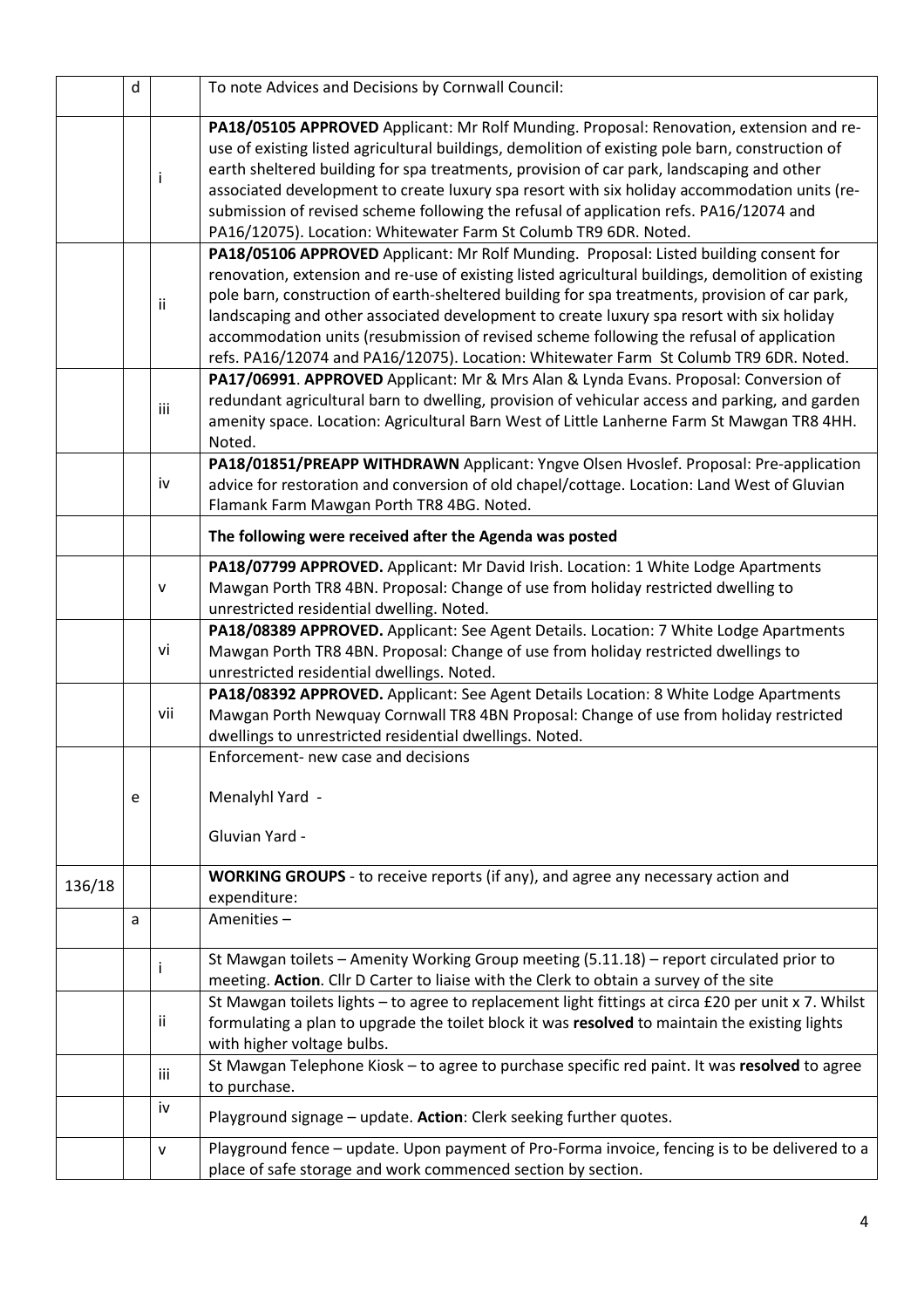| | | | |
|---|---|---|---|
| | d | | To note Advices and Decisions by Cornwall Council: |
| | | i | **PA18/05105 APPROVED** Applicant: Mr Rolf Munding. Proposal: Renovation, extension and re-use of existing listed agricultural buildings, demolition of existing pole barn, construction of earth sheltered building for spa treatments, provision of car park, landscaping and other associated development to create luxury spa resort with six holiday accommodation units (re-submission of revised scheme following the refusal of application refs. PA16/12074 and PA16/12075). Location: Whitewater Farm St Columb TR9 6DR. Noted. |
| | | ii | **PA18/05106 APPROVED** Applicant: Mr Rolf Munding. Proposal: Listed building consent for renovation, extension and re-use of existing listed agricultural buildings, demolition of existing pole barn, construction of earth-sheltered building for spa treatments, provision of car park, landscaping and other associated development to create luxury spa resort with six holiday accommodation units (resubmission of revised scheme following the refusal of application refs. PA16/12074 and PA16/12075). Location: Whitewater Farm St Columb TR9 6DR. Noted. |
| | | iii | **PA17/06991**. **APPROVED** Applicant: Mr & Mrs Alan & Lynda Evans. Proposal: Conversion of redundant agricultural barn to dwelling, provision of vehicular access and parking, and garden amenity space. Location: Agricultural Barn West of Little Lanherne Farm St Mawgan TR8 4HH. Noted. |
| | | iv | **PA18/01851/PREAPP WITHDRAWN** Applicant: Yngve Olsen Hvoslef. Proposal: Pre-application advice for restoration and conversion of old chapel/cottage. Location: Land West of Gluvian Flamank Farm Mawgan Porth TR8 4BG. Noted. |
| | | | **The following were received after the Agenda was posted** |
| | | v | **PA18/07799 APPROVED.** Applicant: Mr David Irish. Location: 1 White Lodge Apartments Mawgan Porth TR8 4BN. Proposal: Change of use from holiday restricted dwelling to unrestricted residential dwelling. Noted. |
| | | vi | **PA18/08389 APPROVED.** Applicant: See Agent Details. Location: 7 White Lodge Apartments Mawgan Porth TR8 4BN. Proposal: Change of use from holiday restricted dwellings to unrestricted residential dwellings. Noted. |
| | | vii | **PA18/08392 APPROVED.** Applicant: See Agent Details Location: 8 White Lodge Apartments Mawgan Porth Newquay Cornwall TR8 4BN Proposal: Change of use from holiday restricted dwellings to unrestricted residential dwellings. Noted. |
| | e | | Enforcement- new case and decisions<br><br>Menalyhl Yard -<br><br>Gluvian Yard - |
| 136/18 | | | **WORKING GROUPS** - to receive reports (if any), and agree any necessary action and expenditure: |
| | a | | Amenities – |
| | | i | St Mawgan toilets – Amenity Working Group meeting (5.11.18) – report circulated prior to meeting. **Action**. Cllr D Carter to liaise with the Clerk to obtain a survey of the site |
| | | ii | St Mawgan toilets lights – to agree to replacement light fittings at circa £20 per unit x 7. Whilst formulating a plan to upgrade the toilet block it was **resolved** to maintain the existing lights with higher voltage bulbs. |
| | | iii | St Mawgan Telephone Kiosk – to agree to purchase specific red paint. It was **resolved** to agree to purchase. |
| | | iv | Playground signage – update. **Action**: Clerk seeking further quotes. |
| | | v | Playground fence – update. Upon payment of Pro-Forma invoice, fencing is to be delivered to a place of safe storage and work commenced section by section. |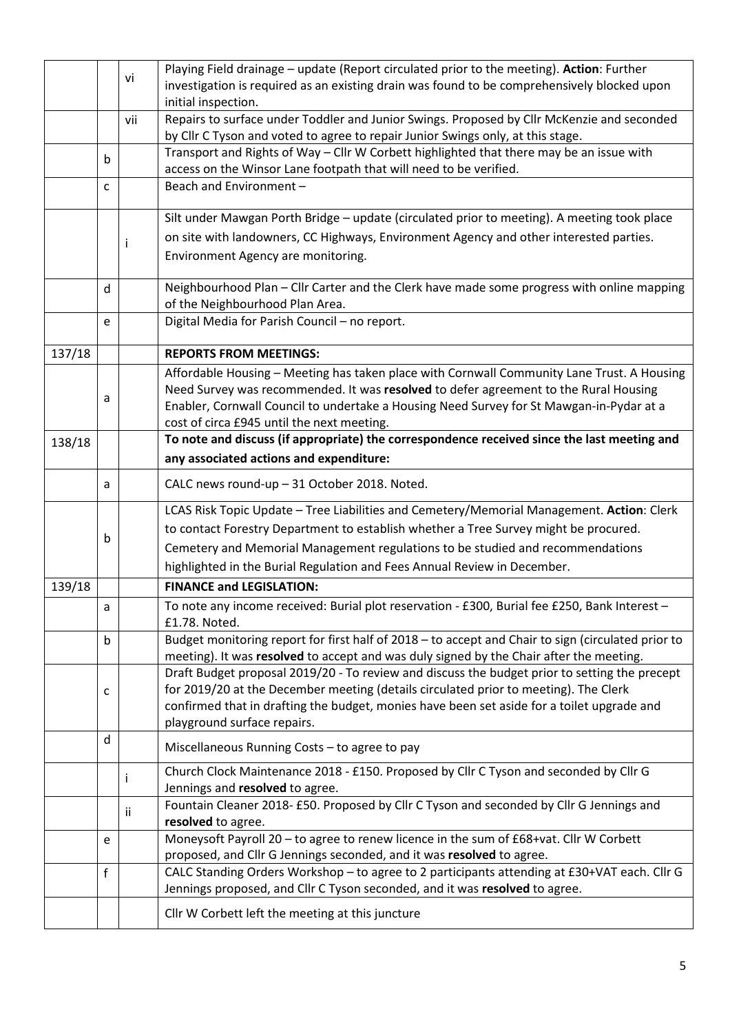| | | | |
|---|---|---|---|
| | | vi | Playing Field drainage – update (Report circulated prior to the meeting). **Action**: Further investigation is required as an existing drain was found to be comprehensively blocked upon initial inspection. |
| | | vii | Repairs to surface under Toddler and Junior Swings. Proposed by Cllr McKenzie and seconded by Cllr C Tyson and voted to agree to repair Junior Swings only, at this stage. |
| | b | | Transport and Rights of Way – Cllr W Corbett highlighted that there may be an issue with access on the Winsor Lane footpath that will need to be verified. |
| | c | | Beach and Environment – |
| | | i | Silt under Mawgan Porth Bridge – update (circulated prior to meeting). A meeting took place on site with landowners, CC Highways, Environment Agency and other interested parties. Environment Agency are monitoring. |
| | d | | Neighbourhood Plan – Cllr Carter and the Clerk have made some progress with online mapping of the Neighbourhood Plan Area. |
| | e | | Digital Media for Parish Council – no report. |
| 137/18 | | | **REPORTS FROM MEETINGS:** |
| | a | | Affordable Housing – Meeting has taken place with Cornwall Community Lane Trust. A Housing Need Survey was recommended. It was **resolved** to defer agreement to the Rural Housing Enabler, Cornwall Council to undertake a Housing Need Survey for St Mawgan-in-Pydar at a cost of circa £945 until the next meeting. |
| 138/18 | | | **To note and discuss (if appropriate) the correspondence received since the last meeting and any associated actions and expenditure:** |
| | a | | CALC news round-up – 31 October 2018. Noted. |
| | b | | LCAS Risk Topic Update – Tree Liabilities and Cemetery/Memorial Management. **Action**: Clerk to contact Forestry Department to establish whether a Tree Survey might be procured. Cemetery and Memorial Management regulations to be studied and recommendations highlighted in the Burial Regulation and Fees Annual Review in December. |
| 139/18 | | | **FINANCE and LEGISLATION:** |
| | a | | To note any income received: Burial plot reservation - £300, Burial fee £250, Bank Interest – £1.78. Noted. |
| | b | | Budget monitoring report for first half of 2018 – to accept and Chair to sign (circulated prior to meeting). It was **resolved** to accept and was duly signed by the Chair after the meeting. |
| | c | | Draft Budget proposal 2019/20 - To review and discuss the budget prior to setting the precept for 2019/20 at the December meeting (details circulated prior to meeting). The Clerk confirmed that in drafting the budget, monies have been set aside for a toilet upgrade and playground surface repairs. |
| | d | | Miscellaneous Running Costs – to agree to pay |
| | | i | Church Clock Maintenance 2018 - £150. Proposed by Cllr C Tyson and seconded by Cllr G Jennings and **resolved** to agree. |
| | | ii | Fountain Cleaner 2018- £50. Proposed by Cllr C Tyson and seconded by Cllr G Jennings and **resolved** to agree. |
| | e | | Moneysoft Payroll 20 – to agree to renew licence in the sum of £68+vat. Cllr W Corbett proposed, and Cllr G Jennings seconded, and it was **resolved** to agree. |
| | f | | CALC Standing Orders Workshop – to agree to 2 participants attending at £30+VAT each. Cllr G Jennings proposed, and Cllr C Tyson seconded, and it was **resolved** to agree. |
| | | | Cllr W Corbett left the meeting at this juncture |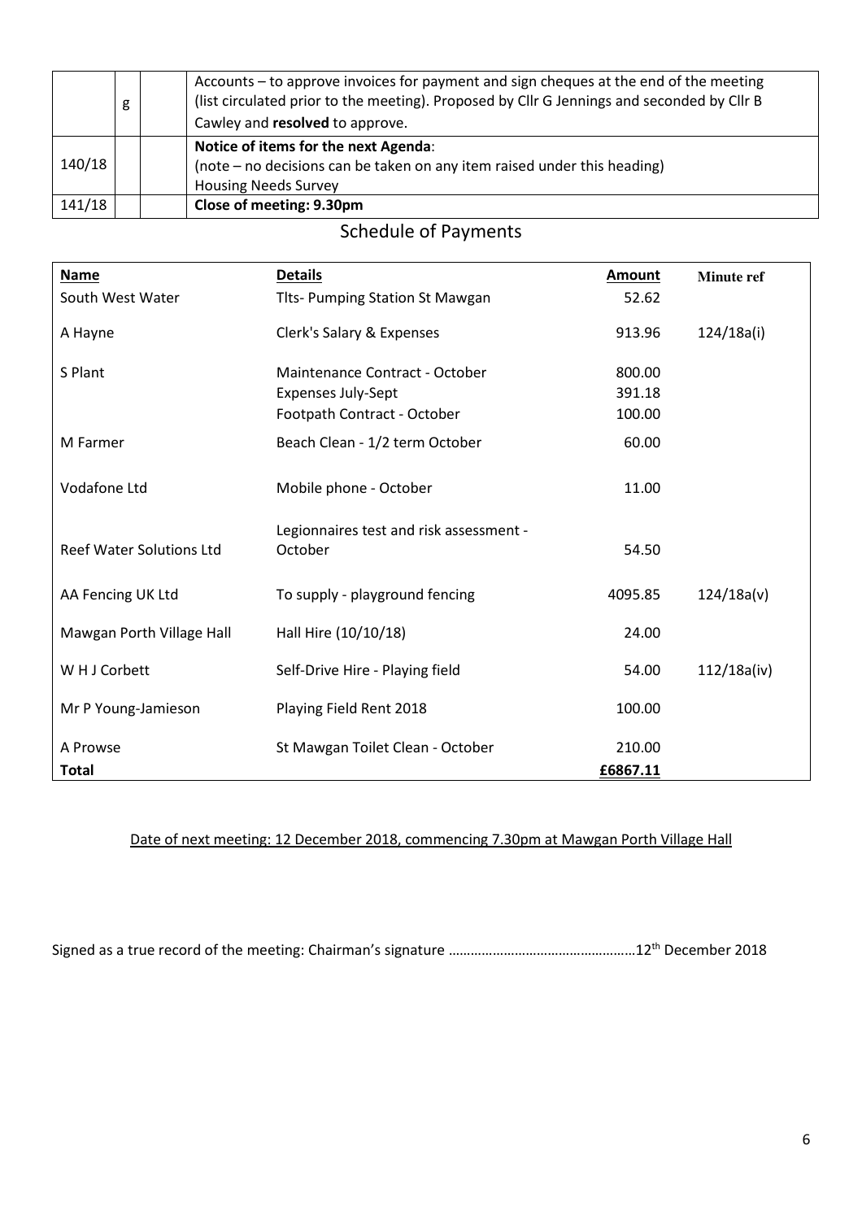| | | | |
|---|---|---|---|
| | g | | Accounts – to approve invoices for payment and sign cheques at the end of the meeting (list circulated prior to the meeting). Proposed by Cllr G Jennings and seconded by Cllr B Cawley and **resolved** to approve. |
| 140/18 | | | **Notice of items for the next Agenda**:<br>(note – no decisions can be taken on any item raised under this heading)<br>Housing Needs Survey |
| 141/18 | | | **Close of meeting: 9.30pm** |

## Schedule of Payments

| Name | Details | Amount | Minute ref |
|---|---|---|---|
| South West Water | Tlts- Pumping Station St Mawgan | 52.62 | |
| A Hayne | Clerk's Salary & Expenses | 913.96 | 124/18a(i) |
| S Plant | Maintenance Contract - October<br>Expenses July-Sept<br>Footpath Contract - October | 800.00<br>391.18<br>100.00 | |
| M Farmer | Beach Clean - 1/2 term October | 60.00 | |
| Vodafone Ltd | Mobile phone - October | 11.00 | |
| Reef Water Solutions Ltd | Legionnaires test and risk assessment - October | 54.50 | |
| AA Fencing UK Ltd | To supply - playground fencing | 4095.85 | 124/18a(v) |
| Mawgan Porth Village Hall | Hall Hire (10/10/18) | 24.00 | |
| W H J Corbett | Self-Drive Hire - Playing field | 54.00 | 112/18a(iv) |
| Mr P Young-Jamieson | Playing Field Rent 2018 | 100.00 | |
| A Prowse | St Mawgan Toilet Clean - October | 210.00 | |
| **Total** | | **£6867.11** | |

Date of next meeting: 12 December 2018, commencing 7.30pm at Mawgan Porth Village Hall

Signed as a true record of the meeting: Chairman's signature ……………………………………………12th December 2018